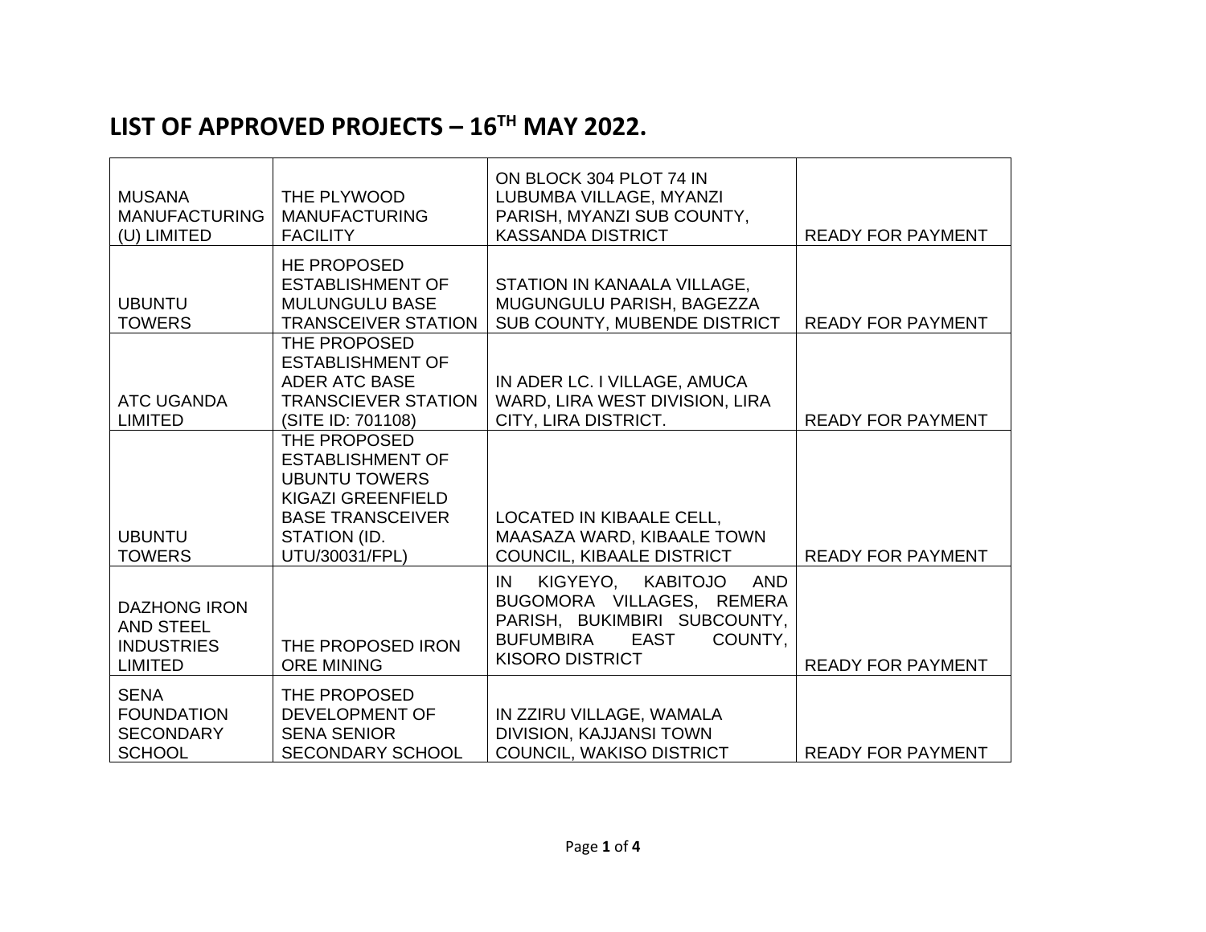# LIST OF APPROVED PROJECTS – 16TH MAY 2022.

| | | | |
|---|---|---|---|
| MUSANA MANUFACTURING (U) LIMITED | THE PLYWOOD MANUFACTURING FACILITY | ON BLOCK 304 PLOT 74 IN LUBUMBA VILLAGE, MYANZI PARISH, MYANZI SUB COUNTY, KASSANDA DISTRICT | READY FOR PAYMENT |
| UBUNTU TOWERS | HE PROPOSED ESTABLISHMENT OF MULUNGULU BASE TRANSCEIVER STATION | STATION IN KANAALA VILLAGE, MUGUNGULU PARISH, BAGEZZA SUB COUNTY, MUBENDE DISTRICT | READY FOR PAYMENT |
| ATC UGANDA LIMITED | THE PROPOSED ESTABLISHMENT OF ADER ATC BASE TRANSCIEVER STATION (SITE ID: 701108) | IN ADER LC. I VILLAGE, AMUCA WARD, LIRA WEST DIVISION, LIRA CITY, LIRA DISTRICT. | READY FOR PAYMENT |
| UBUNTU TOWERS | THE PROPOSED ESTABLISHMENT OF UBUNTU TOWERS KIGAZI GREENFIELD BASE TRANSCEIVER STATION (ID. UTU/30031/FPL) | LOCATED IN KIBAALE CELL, MAASAZA WARD, KIBAALE TOWN COUNCIL, KIBAALE DISTRICT | READY FOR PAYMENT |
| DAZHONG IRON AND STEEL INDUSTRIES LIMITED | THE PROPOSED IRON ORE MINING | IN KIGYEYO, KABITOJO AND BUGOMORA VILLAGES, REMERA PARISH, BUKIMBIRI SUBCOUNTY, BUFUMBIRA EAST COUNTY, KISORO DISTRICT | READY FOR PAYMENT |
| SENA FOUNDATION SECONDARY SCHOOL | THE PROPOSED DEVELOPMENT OF SENA SENIOR SECONDARY SCHOOL | IN ZZIRU VILLAGE, WAMALA DIVISION, KAJJANSI TOWN COUNCIL, WAKISO DISTRICT | READY FOR PAYMENT |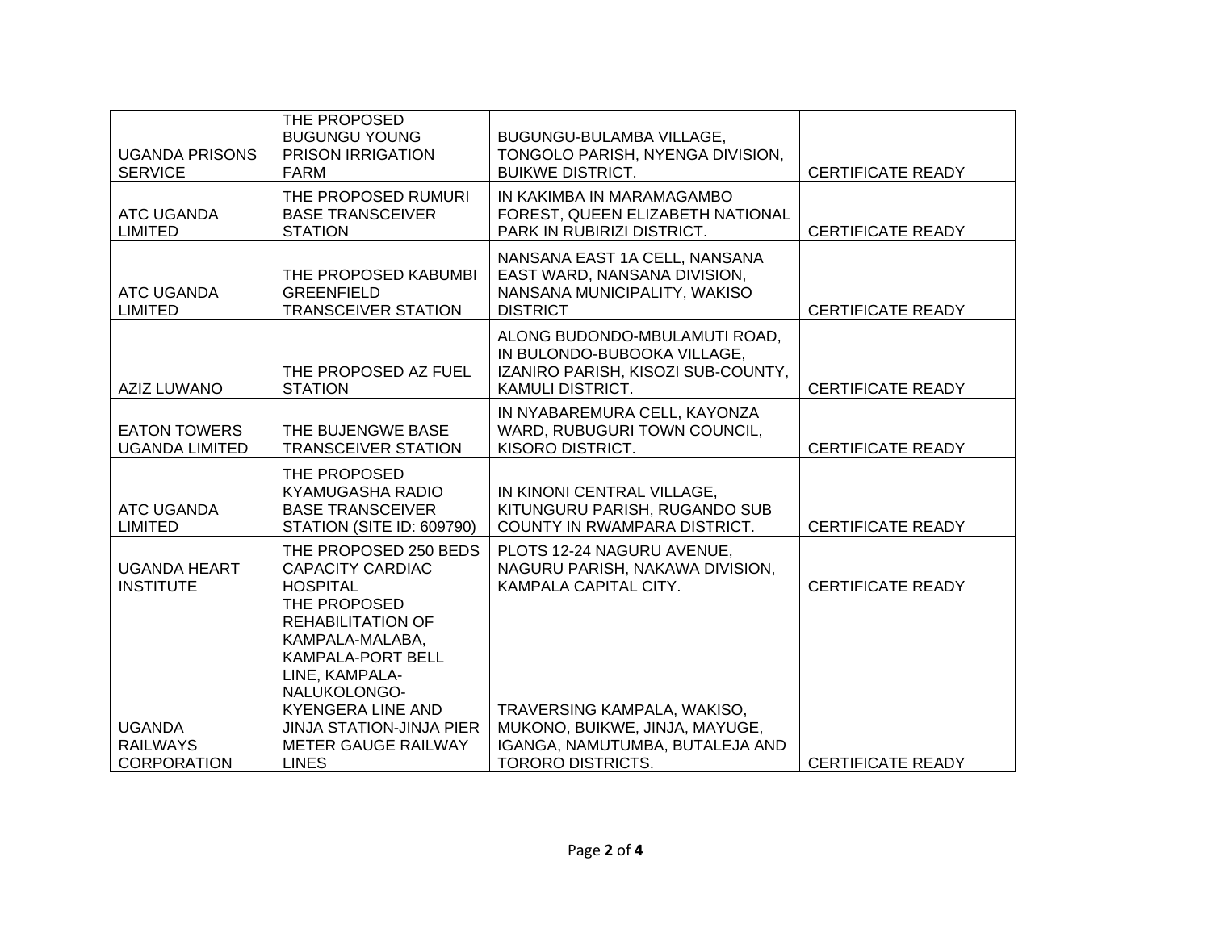| | | | |
|---|---|---|---|
| UGANDA PRISONS SERVICE | THE PROPOSED BUGUNGU YOUNG PRISON IRRIGATION FARM | BUGUNGU-BULAMBA VILLAGE, TONGOLO PARISH, NYENGA DIVISION, BUIKWE DISTRICT. | CERTIFICATE READY |
| ATC UGANDA LIMITED | THE PROPOSED RUMURI BASE TRANSCEIVER STATION | IN KAKIMBA IN MARAMAGAMBO FOREST, QUEEN ELIZABETH NATIONAL PARK IN RUBIRIZI DISTRICT. | CERTIFICATE READY |
| ATC UGANDA LIMITED | THE PROPOSED KABUMBI GREENFIELD TRANSCEIVER STATION | NANSANA EAST 1A CELL, NANSANA EAST WARD, NANSANA DIVISION, NANSANA MUNICIPALITY, WAKISO DISTRICT | CERTIFICATE READY |
| AZIZ LUWANO | THE PROPOSED AZ FUEL STATION | ALONG BUDONDO-MBULAMUTI ROAD, IN BULONDO-BUBOOKA VILLAGE, IZANIRO PARISH, KISOZI SUB-COUNTY, KAMULI DISTRICT. | CERTIFICATE READY |
| EATON TOWERS UGANDA LIMITED | THE BUJENGWE BASE TRANSCEIVER STATION | IN NYABAREMURA CELL, KAYONZA WARD, RUBUGURI TOWN COUNCIL, KISORO DISTRICT. | CERTIFICATE READY |
| ATC UGANDA LIMITED | THE PROPOSED KYAMUGASHA RADIO BASE TRANSCEIVER STATION (SITE ID: 609790) | IN KINONI CENTRAL VILLAGE, KITUNGURU PARISH, RUGANDO SUB COUNTY IN RWAMPARA DISTRICT. | CERTIFICATE READY |
| UGANDA HEART INSTITUTE | THE PROPOSED 250 BEDS CAPACITY CARDIAC HOSPITAL | PLOTS 12-24 NAGURU AVENUE, NAGURU PARISH, NAKAWA DIVISION, KAMPALA CAPITAL CITY. | CERTIFICATE READY |
| UGANDA RAILWAYS CORPORATION | THE PROPOSED REHABILITATION OF KAMPALA-MALABA, KAMPALA-PORT BELL LINE, KAMPALA-NALUKOLONGO-KYENGERA LINE AND JINJA STATION-JINJA PIER METER GAUGE RAILWAY LINES | TRAVERSING KAMPALA, WAKISO, MUKONO, BUIKWE, JINJA, MAYUGE, IGANGA, NAMUTUMBA, BUTALEJA AND TORORO DISTRICTS. | CERTIFICATE READY |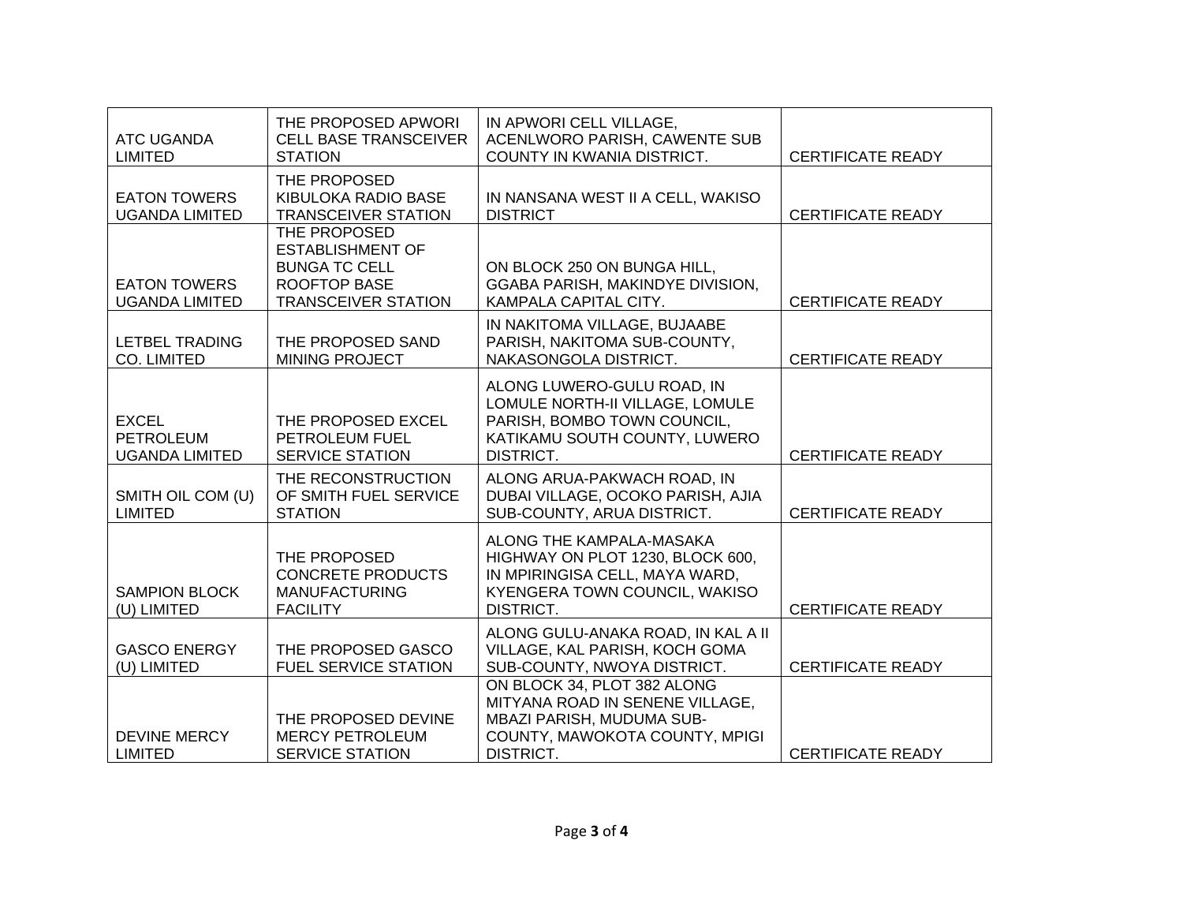| | | | |
|---|---|---|---|
| ATC UGANDA LIMITED | THE PROPOSED APWORI CELL BASE TRANSCEIVER STATION | IN APWORI CELL VILLAGE, ACENLWORO PARISH, CAWENTE SUB COUNTY IN KWANIA DISTRICT. | CERTIFICATE READY |
| EATON TOWERS UGANDA LIMITED | THE PROPOSED KIBULOKA RADIO BASE TRANSCEIVER STATION | IN NANSANA WEST II A CELL, WAKISO DISTRICT | CERTIFICATE READY |
| EATON TOWERS UGANDA LIMITED | THE PROPOSED ESTABLISHMENT OF BUNGA TC CELL ROOFTOP BASE TRANSCEIVER STATION | ON BLOCK 250 ON BUNGA HILL, GGABA PARISH, MAKINDYE DIVISION, KAMPALA CAPITAL CITY. | CERTIFICATE READY |
| LETBEL TRADING CO. LIMITED | THE PROPOSED SAND MINING PROJECT | IN NAKITOMA VILLAGE, BUJAABE PARISH, NAKITOMA SUB-COUNTY, NAKASONGOLA DISTRICT. | CERTIFICATE READY |
| EXCEL PETROLEUM UGANDA LIMITED | THE PROPOSED EXCEL PETROLEUM FUEL SERVICE STATION | ALONG LUWERO-GULU ROAD, IN LOMULE NORTH-II VILLAGE, LOMULE PARISH, BOMBO TOWN COUNCIL, KATIKAMU SOUTH COUNTY, LUWERO DISTRICT. | CERTIFICATE READY |
| SMITH OIL COM (U) LIMITED | THE RECONSTRUCTION OF SMITH FUEL SERVICE STATION | ALONG ARUA-PAKWACH ROAD, IN DUBAI VILLAGE, OCOKO PARISH, AJIA SUB-COUNTY, ARUA DISTRICT. | CERTIFICATE READY |
| SAMPION BLOCK (U) LIMITED | THE PROPOSED CONCRETE PRODUCTS MANUFACTURING FACILITY | ALONG THE KAMPALA-MASAKA HIGHWAY ON PLOT 1230, BLOCK 600, IN MPIRINGISA CELL, MAYA WARD, KYENGERA TOWN COUNCIL, WAKISO DISTRICT. | CERTIFICATE READY |
| GASCO ENERGY (U) LIMITED | THE PROPOSED GASCO FUEL SERVICE STATION | ALONG GULU-ANAKA ROAD, IN KAL A II VILLAGE, KAL PARISH, KOCH GOMA SUB-COUNTY, NWOYA DISTRICT. | CERTIFICATE READY |
| DEVINE MERCY LIMITED | THE PROPOSED DEVINE MERCY PETROLEUM SERVICE STATION | ON BLOCK 34, PLOT 382 ALONG MITYANA ROAD IN SENENE VILLAGE, MBAZI PARISH, MUDUMA SUB-COUNTY, MAWOKOTA COUNTY, MPIGI DISTRICT. | CERTIFICATE READY |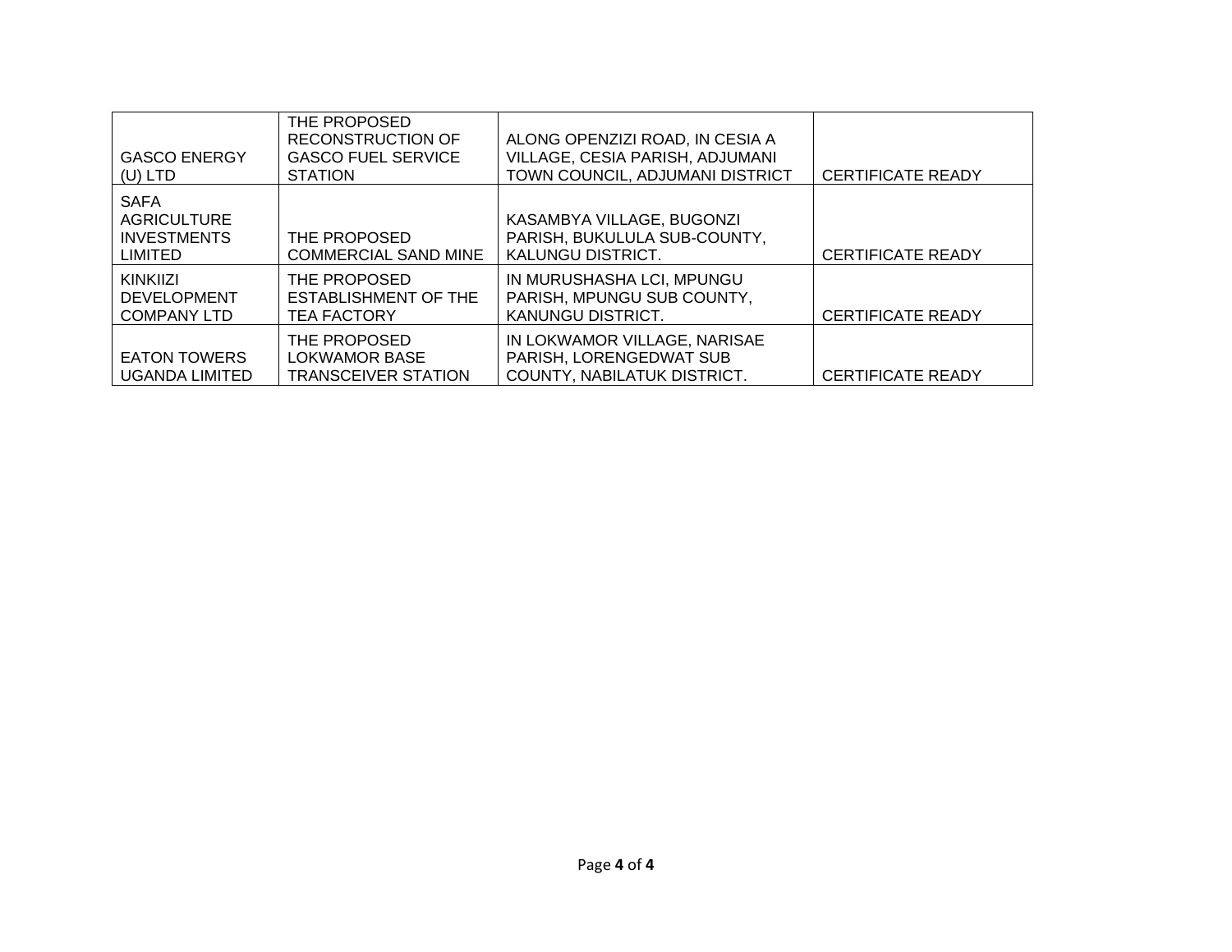| | | | |
|---|---|---|---|
| GASCO ENERGY (U) LTD | THE PROPOSED RECONSTRUCTION OF GASCO FUEL SERVICE STATION | ALONG OPENZIZI ROAD, IN CESIA A VILLAGE, CESIA PARISH, ADJUMANI TOWN COUNCIL, ADJUMANI DISTRICT | CERTIFICATE READY |
| SAFA AGRICULTURE INVESTMENTS LIMITED | THE PROPOSED COMMERCIAL SAND MINE | KASAMBYA VILLAGE, BUGONZI PARISH, BUKULULA SUB-COUNTY, KALUNGU DISTRICT. | CERTIFICATE READY |
| KINKIIZI DEVELOPMENT COMPANY LTD | THE PROPOSED ESTABLISHMENT OF THE TEA FACTORY | IN MURUSHASHA LCI, MPUNGU PARISH, MPUNGU SUB COUNTY, KANUNGU DISTRICT. | CERTIFICATE READY |
| EATON TOWERS UGANDA LIMITED | THE PROPOSED LOKWAMOR BASE TRANSCEIVER STATION | IN LOKWAMOR VILLAGE, NARISAE PARISH, LORENGEDWAT SUB COUNTY, NABILATUK DISTRICT. | CERTIFICATE READY |